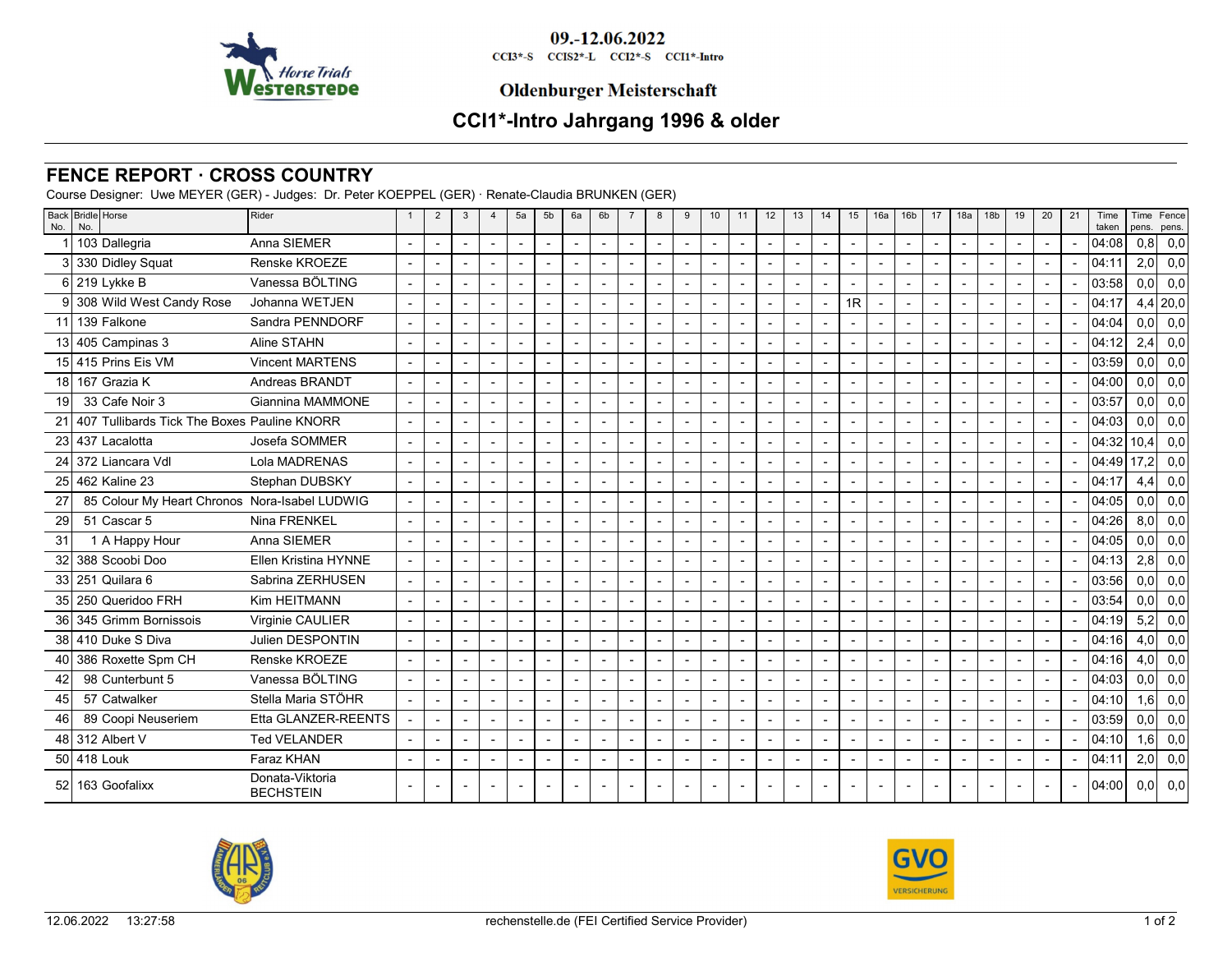09.-12.06.2022

CCI3*-S CCIS2*-L CCI2*-S CCI1*-Intro

Oldenburger Meisterschaft

# CCI1*-Intro Jahrgang 1996 & older

## FENCE REPORT · CROSS COUNTRY

Course Designer: Uwe MEYER (GER) - Judges: Dr. Peter KOEPPEL (GER) · Renate-Claudia BRUNKEN (GER)

| Back No. | Bridle No. | Horse | Rider | 1 | 2 | 3 | 4 | 5a | 5b | 6a | 6b | 7 | 8 | 9 | 10 | 11 | 12 | 13 | 14 | 15 | 16a | 16b | 17 | 18a | 18b | 19 | 20 | 21 | Time taken | Time pens. | Fence pens. |
|---|---|---|---|---|---|---|---|---|---|---|---|---|---|---|---|---|---|---|---|---|---|---|---|---|---|---|---|---|---|---|---|
| 1 | 103 | Dallegria | Anna SIEMER | - | - | - | - | - | - | - | - | - | - | - | - | - | - | - | - | - | - | - | - | - | - | - | - | - | 04:08 | 0,8 | 0,0 |
| 3 | 330 | Didley Squat | Renske KROEZE | - | - | - | - | - | - | - | - | - | - | - | - | - | - | - | - | - | - | - | - | - | - | - | - | - | 04:11 | 2,0 | 0,0 |
| 6 | 219 | Lykke B | Vanessa BÖLTING | - | - | - | - | - | - | - | - | - | - | - | - | - | - | - | - | - | - | - | - | - | - | - | - | - | 03:58 | 0,0 | 0,0 |
| 9 | 308 | Wild West Candy Rose | Johanna WETJEN | - | - | - | - | - | - | - | - | - | - | - | - | - | - | - | - | 1R | - | - | - | - | - | - | - | - | 04:17 | 4,4 | 20,0 |
| 11 | 139 | Falkone | Sandra PENNDORF | - | - | - | - | - | - | - | - | - | - | - | - | - | - | - | - | - | - | - | - | - | - | - | - | - | 04:04 | 0,0 | 0,0 |
| 13 | 405 | Campinas 3 | Aline STAHN | - | - | - | - | - | - | - | - | - | - | - | - | - | - | - | - | - | - | - | - | - | - | - | - | - | 04:12 | 2,4 | 0,0 |
| 15 | 415 | Prins Eis VM | Vincent MARTENS | - | - | - | - | - | - | - | - | - | - | - | - | - | - | - | - | - | - | - | - | - | - | - | - | - | 03:59 | 0,0 | 0,0 |
| 18 | 167 | Grazia K | Andreas BRANDT | - | - | - | - | - | - | - | - | - | - | - | - | - | - | - | - | - | - | - | - | - | - | - | - | - | 04:00 | 0,0 | 0,0 |
| 19 | 33 | Cafe Noir 3 | Giannina MAMMONE | - | - | - | - | - | - | - | - | - | - | - | - | - | - | - | - | - | - | - | - | - | - | - | - | - | 03:57 | 0,0 | 0,0 |
| 21 | 407 | Tullibards Tick The Boxes | Pauline KNORR | - | - | - | - | - | - | - | - | - | - | - | - | - | - | - | - | - | - | - | - | - | - | - | - | - | 04:03 | 0,0 | 0,0 |
| 23 | 437 | Lacalotta | Josefa SOMMER | - | - | - | - | - | - | - | - | - | - | - | - | - | - | - | - | - | - | - | - | - | - | - | - | - | 04:32 | 10,4 | 0,0 |
| 24 | 372 | Liancara Vdl | Lola MADRENAS | - | - | - | - | - | - | - | - | - | - | - | - | - | - | - | - | - | - | - | - | - | - | - | - | - | 04:49 | 17,2 | 0,0 |
| 25 | 462 | Kaline 23 | Stephan DUBSKY | - | - | - | - | - | - | - | - | - | - | - | - | - | - | - | - | - | - | - | - | - | - | - | - | - | 04:17 | 4,4 | 0,0 |
| 27 | 85 | Colour My Heart Chronos | Nora-Isabel LUDWIG | - | - | - | - | - | - | - | - | - | - | - | - | - | - | - | - | - | - | - | - | - | - | - | - | - | 04:05 | 0,0 | 0,0 |
| 29 | 51 | Cascar 5 | Nina FRENKEL | - | - | - | - | - | - | - | - | - | - | - | - | - | - | - | - | - | - | - | - | - | - | - | - | - | 04:26 | 8,0 | 0,0 |
| 31 | 1 | A Happy Hour | Anna SIEMER | - | - | - | - | - | - | - | - | - | - | - | - | - | - | - | - | - | - | - | - | - | - | - | - | - | 04:05 | 0,0 | 0,0 |
| 32 | 388 | Scoobi Doo | Ellen Kristina HYNNE | - | - | - | - | - | - | - | - | - | - | - | - | - | - | - | - | - | - | - | - | - | - | - | - | - | 04:13 | 2,8 | 0,0 |
| 33 | 251 | Quilara 6 | Sabrina ZERHUSEN | - | - | - | - | - | - | - | - | - | - | - | - | - | - | - | - | - | - | - | - | - | - | - | - | - | 03:56 | 0,0 | 0,0 |
| 35 | 250 | Queridoo FRH | Kim HEITMANN | - | - | - | - | - | - | - | - | - | - | - | - | - | - | - | - | - | - | - | - | - | - | - | - | - | 03:54 | 0,0 | 0,0 |
| 36 | 345 | Grimm Bornissois | Virginie CAULIER | - | - | - | - | - | - | - | - | - | - | - | - | - | - | - | - | - | - | - | - | - | - | - | - | - | 04:19 | 5,2 | 0,0 |
| 38 | 410 | Duke S Diva | Julien DESPONTIN | - | - | - | - | - | - | - | - | - | - | - | - | - | - | - | - | - | - | - | - | - | - | - | - | - | 04:16 | 4,0 | 0,0 |
| 40 | 386 | Roxette Spm CH | Renske KROEZE | - | - | - | - | - | - | - | - | - | - | - | - | - | - | - | - | - | - | - | - | - | - | - | - | - | 04:16 | 4,0 | 0,0 |
| 42 | 98 | Cunterbunt 5 | Vanessa BÖLTING | - | - | - | - | - | - | - | - | - | - | - | - | - | - | - | - | - | - | - | - | - | - | - | - | - | 04:03 | 0,0 | 0,0 |
| 45 | 57 | Catwalker | Stella Maria STÖHR | - | - | - | - | - | - | - | - | - | - | - | - | - | - | - | - | - | - | - | - | - | - | - | - | - | 04:10 | 1,6 | 0,0 |
| 46 | 89 | Coopi Neuseriem | Etta GLANZER-REENTS | - | - | - | - | - | - | - | - | - | - | - | - | - | - | - | - | - | - | - | - | - | - | - | - | - | 03:59 | 0,0 | 0,0 |
| 48 | 312 | Albert V | Ted VELANDER | - | - | - | - | - | - | - | - | - | - | - | - | - | - | - | - | - | - | - | - | - | - | - | - | - | 04:10 | 1,6 | 0,0 |
| 50 | 418 | Louk | Faraz KHAN | - | - | - | - | - | - | - | - | - | - | - | - | - | - | - | - | - | - | - | - | - | - | - | - | - | 04:11 | 2,0 | 0,0 |
| 52 | 163 | Goofalixx | Donata-Viktoria BECHSTEIN | - | - | - | - | - | - | - | - | - | - | - | - | - | - | - | - | - | - | - | - | - | - | - | - | - | 04:00 | 0,0 | 0,0 |

12.06.2022 13:27:58 rechenstelle.de (FEI Certified Service Provider)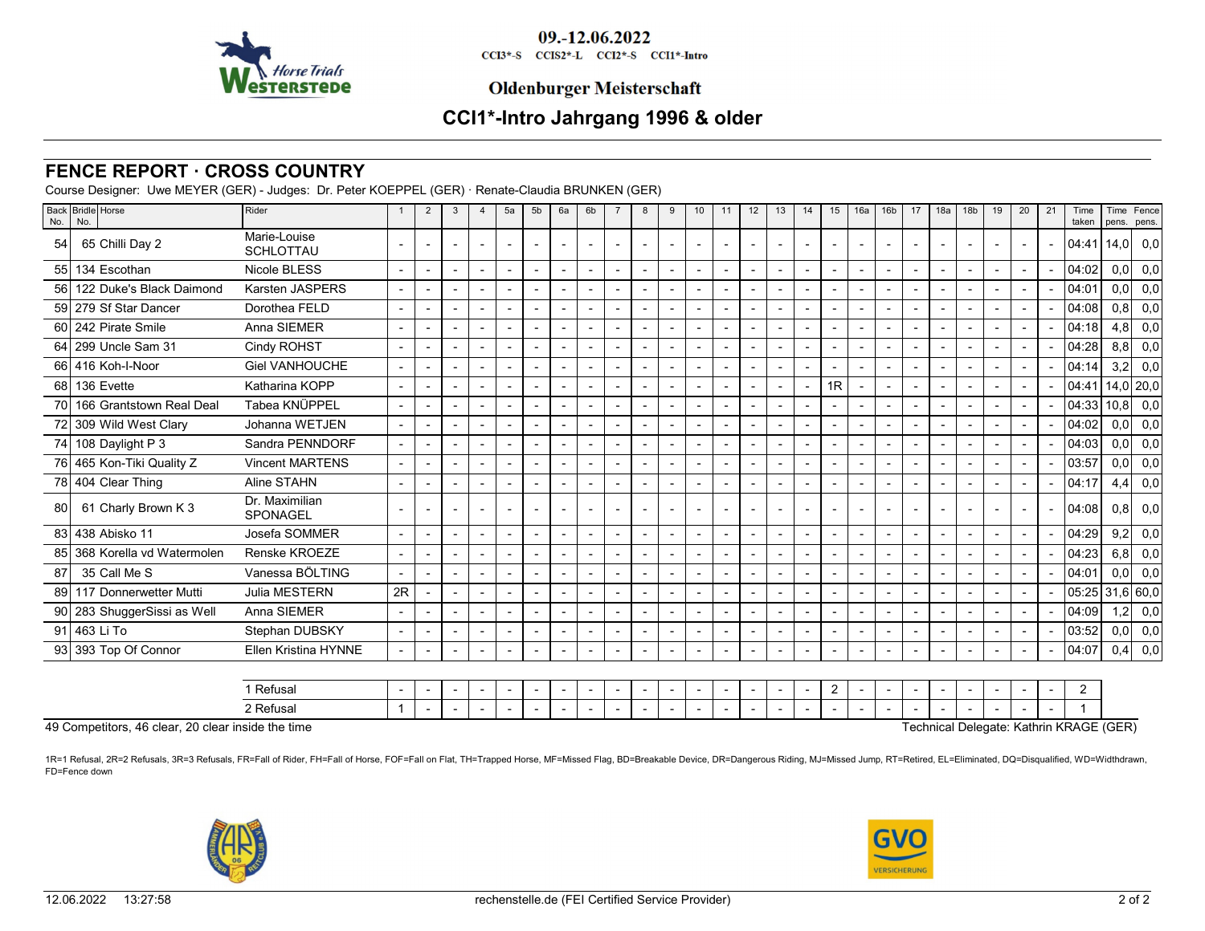09.-12.06.2022

CCI3*-S CCIS2*-L CCI2*-S CCI1*-Intro

**Oldenburger Meisterschaft**

## CCI1*-Intro Jahrgang 1996 & older

## FENCE REPORT · CROSS COUNTRY

Course Designer: Uwe MEYER (GER) - Judges: Dr. Peter KOEPPEL (GER) · Renate-Claudia BRUNKEN (GER)

| Back No. | Bridle No. | Horse | Rider | 1 | 2 | 3 | 4 | 5a | 5b | 6a | 6b | 7 | 8 | 9 | 10 | 11 | 12 | 13 | 14 | 15 | 16a | 16b | 17 | 18a | 18b | 19 | 20 | 21 | Time taken | Time pens. | Fence pens. |
|---|---|---|---|---|---|---|---|---|---|---|---|---|---|---|---|---|---|---|---|---|---|---|---|---|---|---|---|---|---|---|---|
| 54 | 65 | Chilli Day 2 | Marie-Louise SCHLOTTAU | - | - | - | - | - | - | - | - | - | - | - | - | - | - | - | - | - | - | - | - | - | - | - | - | - | 04:41 | 14,0 | 0,0 |
| 55 | 134 | Escothan | Nicole BLESS | - | - | - | - | - | - | - | - | - | - | - | - | - | - | - | - | - | - | - | - | - | - | - | - | - | 04:02 | 0,0 | 0,0 |
| 56 | 122 | Duke's Black Daimond | Karsten JASPERS | - | - | - | - | - | - | - | - | - | - | - | - | - | - | - | - | - | - | - | - | - | - | - | - | - | 04:01 | 0,0 | 0,0 |
| 59 | 279 | Sf Star Dancer | Dorothea FELD | - | - | - | - | - | - | - | - | - | - | - | - | - | - | - | - | - | - | - | - | - | - | - | - | - | 04:08 | 0,8 | 0,0 |
| 60 | 242 | Pirate Smile | Anna SIEMER | - | - | - | - | - | - | - | - | - | - | - | - | - | - | - | - | - | - | - | - | - | - | - | - | - | 04:18 | 4,8 | 0,0 |
| 64 | 299 | Uncle Sam 31 | Cindy ROHST | - | - | - | - | - | - | - | - | - | - | - | - | - | - | - | - | - | - | - | - | - | - | - | - | - | 04:28 | 8,8 | 0,0 |
| 66 | 416 | Koh-I-Noor | Giel VANHOUCHE | - | - | - | - | - | - | - | - | - | - | - | - | - | - | - | - | - | - | - | - | - | - | - | - | - | 04:14 | 3,2 | 0,0 |
| 68 | 136 | Evette | Katharina KOPP | - | - | - | - | - | - | - | - | - | - | - | - | - | - | - | - | 1R | - | - | - | - | - | - | - | - | 04:41 | 14,0 | 20,0 |
| 70 | 166 | Grantstown Real Deal | Tabea KNÜPPEL | - | - | - | - | - | - | - | - | - | - | - | - | - | - | - | - | - | - | - | - | - | - | - | - | - | 04:33 | 10,8 | 0,0 |
| 72 | 309 | Wild West Clary | Johanna WETJEN | - | - | - | - | - | - | - | - | - | - | - | - | - | - | - | - | - | - | - | - | - | - | - | - | - | 04:02 | 0,0 | 0,0 |
| 74 | 108 | Daylight P 3 | Sandra PENNDORF | - | - | - | - | - | - | - | - | - | - | - | - | - | - | - | - | - | - | - | - | - | - | - | - | - | 04:03 | 0,0 | 0,0 |
| 76 | 465 | Kon-Tiki Quality Z | Vincent MARTENS | - | - | - | - | - | - | - | - | - | - | - | - | - | - | - | - | - | - | - | - | - | - | - | - | - | 03:57 | 0,0 | 0,0 |
| 78 | 404 | Clear Thing | Aline STAHN | - | - | - | - | - | - | - | - | - | - | - | - | - | - | - | - | - | - | - | - | - | - | - | - | - | 04:17 | 4,4 | 0,0 |
| 80 | 61 | Charly Brown K 3 | Dr. Maximilian SPONAGEL | - | - | - | - | - | - | - | - | - | - | - | - | - | - | - | - | - | - | - | - | - | - | - | - | - | 04:08 | 0,8 | 0,0 |
| 83 | 438 | Abisko 11 | Josefa SOMMER | - | - | - | - | - | - | - | - | - | - | - | - | - | - | - | - | - | - | - | - | - | - | - | - | - | 04:29 | 9,2 | 0,0 |
| 85 | 368 | Korella vd Watermolen | Renske KROEZE | - | - | - | - | - | - | - | - | - | - | - | - | - | - | - | - | - | - | - | - | - | - | - | - | - | 04:23 | 6,8 | 0,0 |
| 87 | 35 | Call Me S | Vanessa BÖLTING | - | - | - | - | - | - | - | - | - | - | - | - | - | - | - | - | - | - | - | - | - | - | - | - | - | 04:01 | 0,0 | 0,0 |
| 89 | 117 | Donnerwetter Mutti | Julia MESTERN | 2R | - | - | - | - | - | - | - | - | - | - | - | - | - | - | - | - | - | - | - | - | - | - | - | - | 05:25 | 31,6 | 60,0 |
| 90 | 283 | ShuggerSissi as Well | Anna SIEMER | - | - | - | - | - | - | - | - | - | - | - | - | - | - | - | - | - | - | - | - | - | - | - | - | - | 04:09 | 1,2 | 0,0 |
| 91 | 463 | Li To | Stephan DUBSKY | - | - | - | - | - | - | - | - | - | - | - | - | - | - | - | - | - | - | - | - | - | - | - | - | - | 03:52 | 0,0 | 0,0 |
| 93 | 393 | Top Of Connor | Ellen Kristina HYNNE | - | - | - | - | - | - | - | - | - | - | - | - | - | - | - | - | - | - | - | - | - | - | - | - | - | 04:07 | 0,4 | 0,0 |
| | | | 1 Refusal | - | - | - | - | - | - | - | - | - | - | - | - | - | - | - | - | 2 | - | - | - | - | - | - | - | - | 2 | | |
| | | | 2 Refusal | 1 | - | - | - | - | - | - | - | - | - | - | - | - | - | - | - | - | - | - | - | - | - | - | - | - | 1 | | |

49 Competitors, 46 clear, 20 clear inside the time

Technical Delegate: Kathrin KRAGE (GER)

1R=1 Refusal, 2R=2 Refusals, 3R=3 Refusals, FR=Fall of Rider, FH=Fall of Horse, FOF=Fall on Flat, TH=Trapped Horse, MF=Missed Flag, BD=Breakable Device, DR=Dangerous Riding, MJ=Missed Jump, RT=Retired, EL=Eliminated, DQ=Disqualified, WD=Widthdrawn, FD=Fence down

12.06.2022 13:27:58 rechenstelle.de (FEI Certified Service Provider)